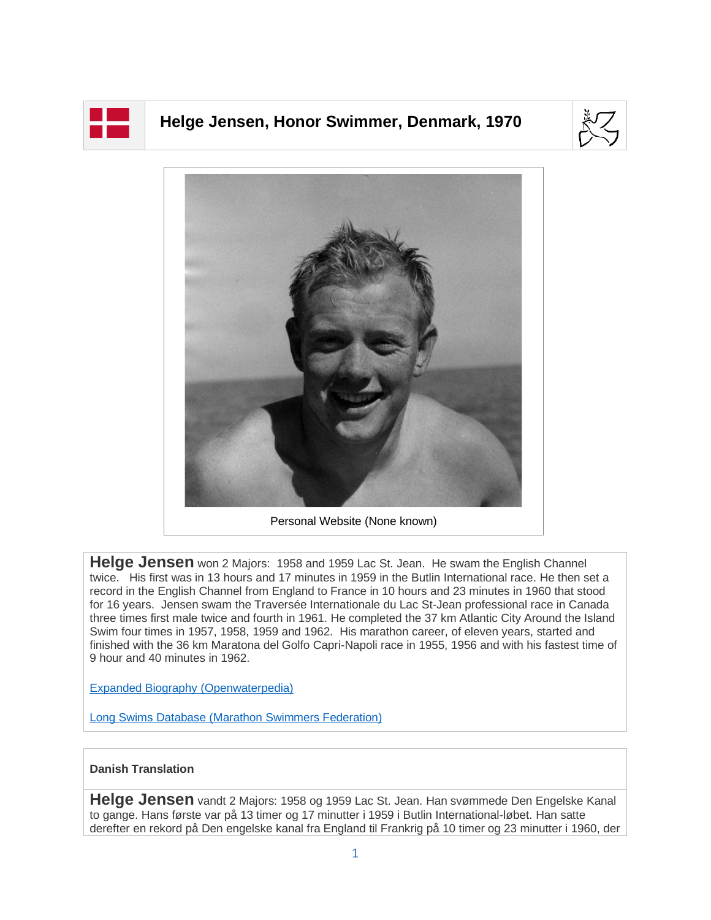# Helge Jensen, Honor Swimmer, Denmark, 1970

Personal Website (None known)

**Helge Jensen** won 2 Majors: 1958 and 1959 Lac St. Jean. He swam the English Channel twice. His first was in 13 hours and 17 minutes in 1959 in the Butlin International race. He then set a record in the English Channel from England to France in 10 hours and 23 minutes in 1960 that stood for 16 years. Jensen swam the Traversée Internationale du Lac St-Jean professional race in Canada three times first male twice and fourth in 1961. He completed the 37 km Atlantic City Around the Island Swim four times in 1957, 1958, 1959 and 1962. His marathon career, of eleven years, started and finished with the 36 km Maratona del Golfo Capri-Napoli race in 1955, 1956 and with his fastest time of 9 hour and 40 minutes in 1962.

[Expanded Biography (Openwaterpedia)]()

[Long Swims Database (Marathon Swimmers Federation)]()

**Danish Translation**

**Helge Jensen** vandt 2 Majors: 1958 og 1959 Lac St. Jean. Han svømmede Den Engelske Kanal to gange. Hans første var på 13 timer og 17 minutter i 1959 i Butlin International-løbet. Han satte derefter en rekord på Den engelske kanal fra England til Frankrig på 10 timer og 23 minutter i 1960, der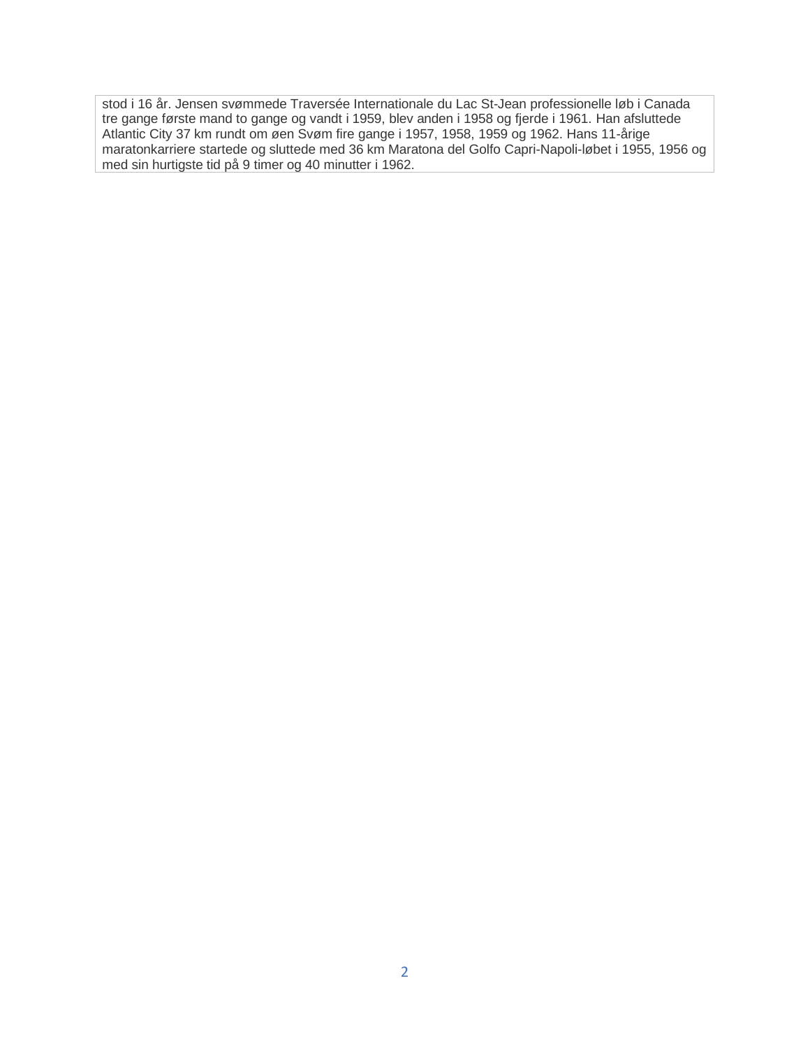stod i 16 år. Jensen svømmede Traversée Internationale du Lac St-Jean professionelle løb i Canada tre gange første mand to gange og vandt i 1959, blev anden i 1958 og fjerde i 1961. Han afsluttede Atlantic City 37 km rundt om øen Svøm fire gange i 1957, 1958, 1959 og 1962. Hans 11-årige maratonkarriere startede og sluttede med 36 km Maratona del Golfo Capri-Napoli-løbet i 1955, 1956 og med sin hurtigste tid på 9 timer og 40 minutter i 1962.